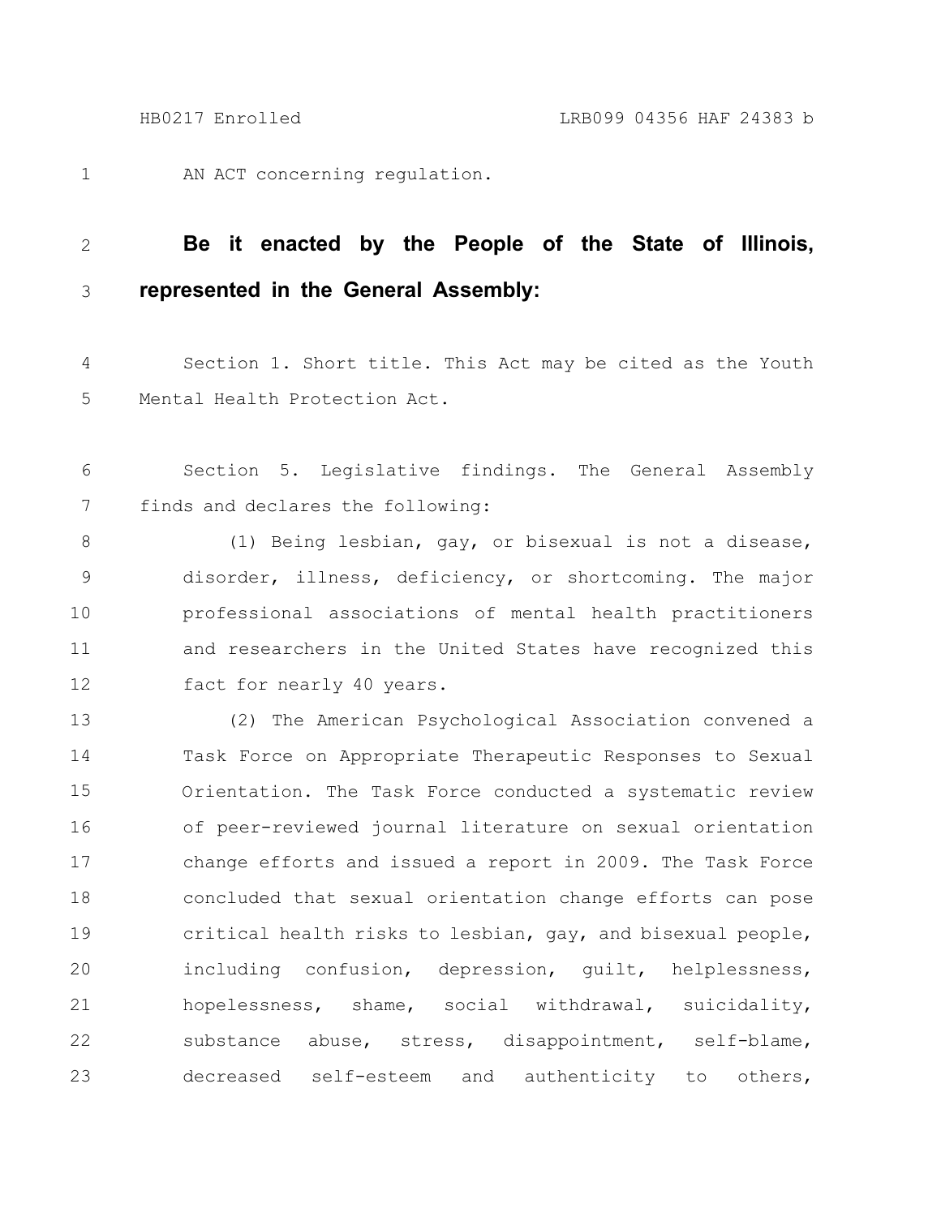AN ACT concerning regulation.

**Be it enacted by the People of the State of Illinois, represented in the General Assembly:**

Section 1. Short title. This Act may be cited as the Youth Mental Health Protection Act.

Section 5. Legislative findings. The General Assembly finds and declares the following:

(1) Being lesbian, gay, or bisexual is not a disease, disorder, illness, deficiency, or shortcoming. The major professional associations of mental health practitioners and researchers in the United States have recognized this fact for nearly 40 years.

(2) The American Psychological Association convened a Task Force on Appropriate Therapeutic Responses to Sexual Orientation. The Task Force conducted a systematic review of peer-reviewed journal literature on sexual orientation change efforts and issued a report in 2009. The Task Force concluded that sexual orientation change efforts can pose critical health risks to lesbian, gay, and bisexual people, including confusion, depression, guilt, helplessness, hopelessness, shame, social withdrawal, suicidality, substance abuse, stress, disappointment, self-blame, decreased self-esteem and authenticity to others,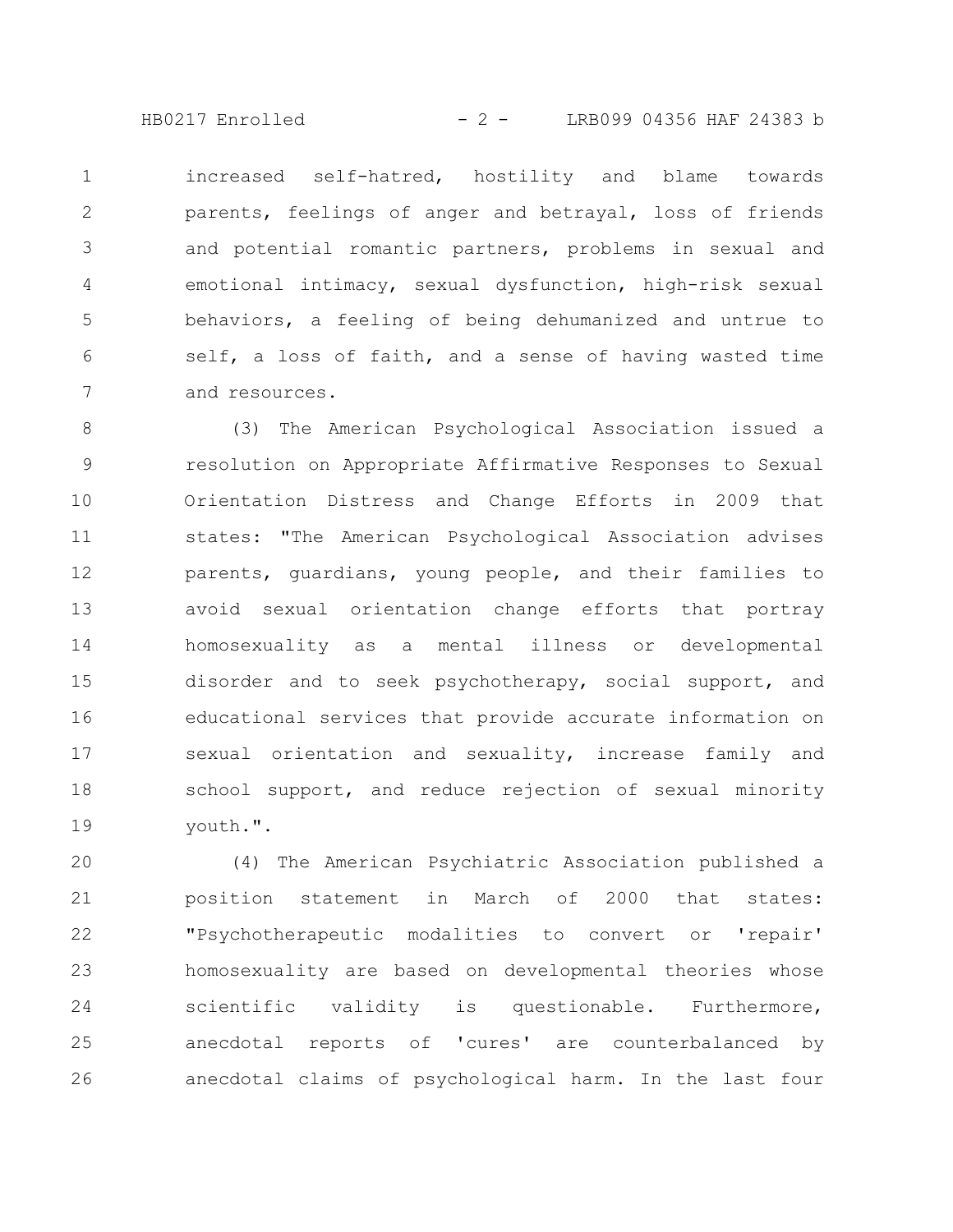increased self-hatred, hostility and blame towards parents, feelings of anger and betrayal, loss of friends and potential romantic partners, problems in sexual and emotional intimacy, sexual dysfunction, high-risk sexual behaviors, a feeling of being dehumanized and untrue to self, a loss of faith, and a sense of having wasted time and resources.

(3) The American Psychological Association issued a resolution on Appropriate Affirmative Responses to Sexual Orientation Distress and Change Efforts in 2009 that states: "The American Psychological Association advises parents, guardians, young people, and their families to avoid sexual orientation change efforts that portray homosexuality as a mental illness or developmental disorder and to seek psychotherapy, social support, and educational services that provide accurate information on sexual orientation and sexuality, increase family and school support, and reduce rejection of sexual minority youth.".

(4) The American Psychiatric Association published a position statement in March of 2000 that states: "Psychotherapeutic modalities to convert or 'repair' homosexuality are based on developmental theories whose scientific validity is questionable. Furthermore, anecdotal reports of 'cures' are counterbalanced by anecdotal claims of psychological harm. In the last four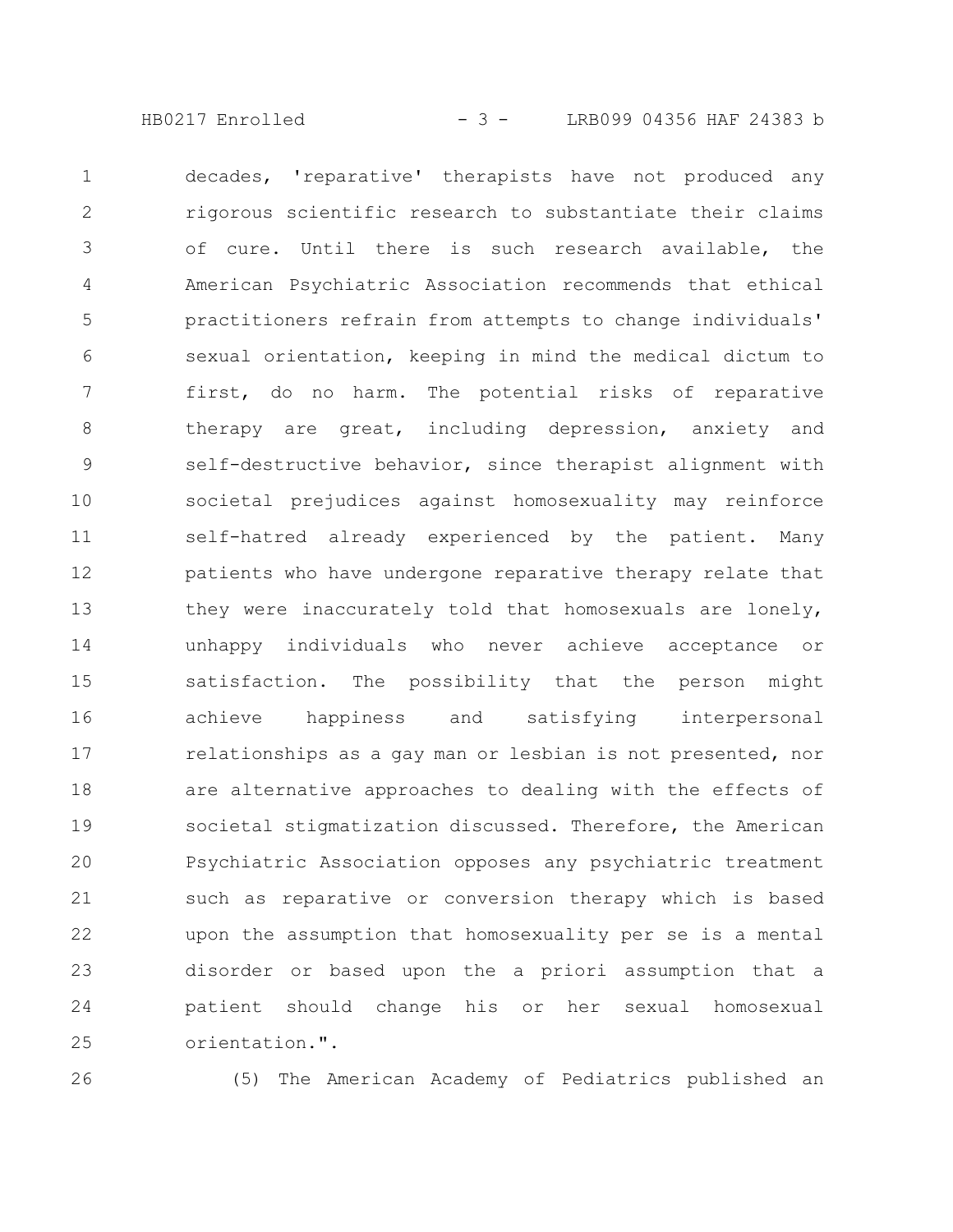decades, 'reparative' therapists have not produced any rigorous scientific research to substantiate their claims of cure. Until there is such research available, the American Psychiatric Association recommends that ethical practitioners refrain from attempts to change individuals' sexual orientation, keeping in mind the medical dictum to first, do no harm. The potential risks of reparative therapy are great, including depression, anxiety and self-destructive behavior, since therapist alignment with societal prejudices against homosexuality may reinforce self-hatred already experienced by the patient. Many patients who have undergone reparative therapy relate that they were inaccurately told that homosexuals are lonely, unhappy individuals who never achieve acceptance or satisfaction. The possibility that the person might achieve happiness and satisfying interpersonal relationships as a gay man or lesbian is not presented, nor are alternative approaches to dealing with the effects of societal stigmatization discussed. Therefore, the American Psychiatric Association opposes any psychiatric treatment such as reparative or conversion therapy which is based upon the assumption that homosexuality per se is a mental disorder or based upon the a priori assumption that a patient should change his or her sexual homosexual orientation.".

(5) The American Academy of Pediatrics published an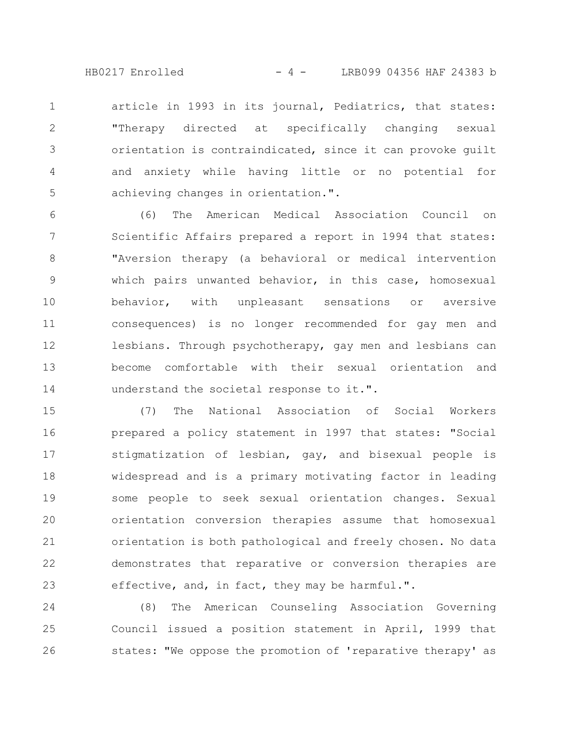article in 1993 in its journal, Pediatrics, that states: "Therapy directed at specifically changing sexual orientation is contraindicated, since it can provoke guilt and anxiety while having little or no potential for achieving changes in orientation.".

(6) The American Medical Association Council on Scientific Affairs prepared a report in 1994 that states: "Aversion therapy (a behavioral or medical intervention which pairs unwanted behavior, in this case, homosexual behavior, with unpleasant sensations or aversive consequences) is no longer recommended for gay men and lesbians. Through psychotherapy, gay men and lesbians can become comfortable with their sexual orientation and understand the societal response to it.".

(7) The National Association of Social Workers prepared a policy statement in 1997 that states: "Social stigmatization of lesbian, gay, and bisexual people is widespread and is a primary motivating factor in leading some people to seek sexual orientation changes. Sexual orientation conversion therapies assume that homosexual orientation is both pathological and freely chosen. No data demonstrates that reparative or conversion therapies are effective, and, in fact, they may be harmful.".

(8) The American Counseling Association Governing Council issued a position statement in April, 1999 that states: "We oppose the promotion of 'reparative therapy' as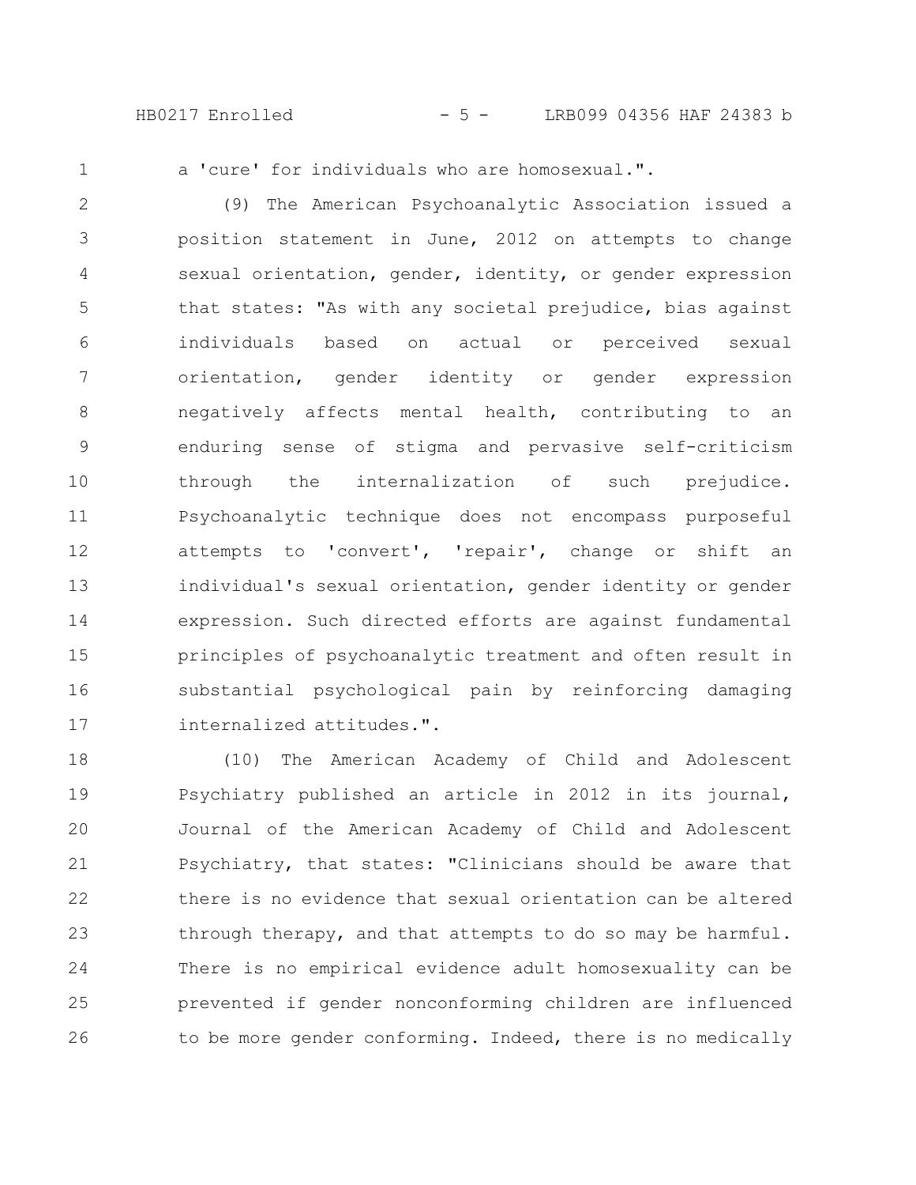a 'cure' for individuals who are homosexual.".

(9) The American Psychoanalytic Association issued a position statement in June, 2012 on attempts to change sexual orientation, gender, identity, or gender expression that states: "As with any societal prejudice, bias against individuals based on actual or perceived sexual orientation, gender identity or gender expression negatively affects mental health, contributing to an enduring sense of stigma and pervasive self-criticism through the internalization of such prejudice. Psychoanalytic technique does not encompass purposeful attempts to 'convert', 'repair', change or shift an individual's sexual orientation, gender identity or gender expression. Such directed efforts are against fundamental principles of psychoanalytic treatment and often result in substantial psychological pain by reinforcing damaging internalized attitudes.".

(10) The American Academy of Child and Adolescent Psychiatry published an article in 2012 in its journal, Journal of the American Academy of Child and Adolescent Psychiatry, that states: "Clinicians should be aware that there is no evidence that sexual orientation can be altered through therapy, and that attempts to do so may be harmful. There is no empirical evidence adult homosexuality can be prevented if gender nonconforming children are influenced to be more gender conforming. Indeed, there is no medically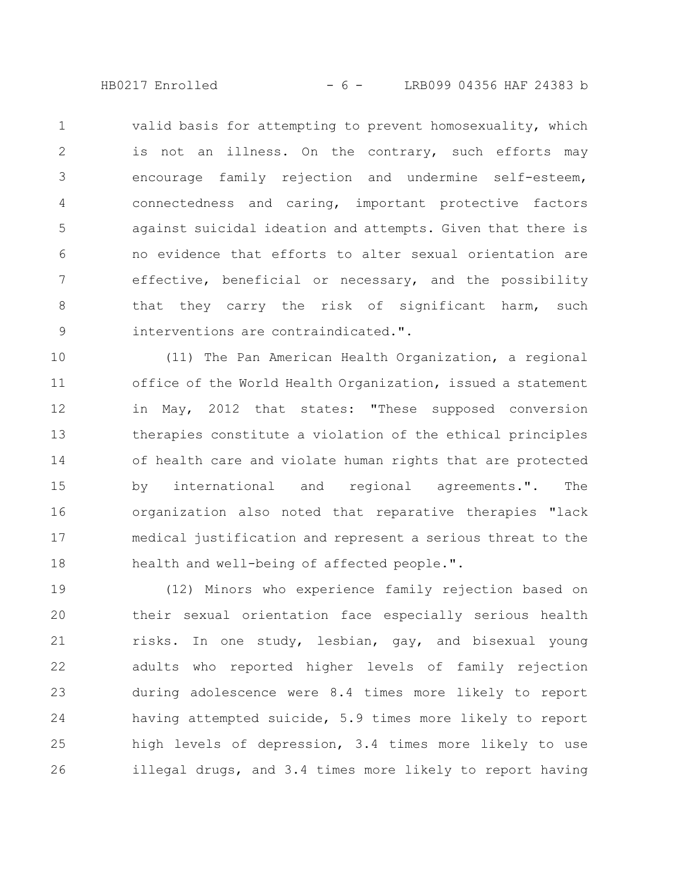valid basis for attempting to prevent homosexuality, which is not an illness. On the contrary, such efforts may encourage family rejection and undermine self-esteem, connectedness and caring, important protective factors against suicidal ideation and attempts. Given that there is no evidence that efforts to alter sexual orientation are effective, beneficial or necessary, and the possibility that they carry the risk of significant harm, such interventions are contraindicated.".

(11) The Pan American Health Organization, a regional office of the World Health Organization, issued a statement in May, 2012 that states: "These supposed conversion therapies constitute a violation of the ethical principles of health care and violate human rights that are protected by international and regional agreements.". The organization also noted that reparative therapies "lack medical justification and represent a serious threat to the health and well-being of affected people.".

(12) Minors who experience family rejection based on their sexual orientation face especially serious health risks. In one study, lesbian, gay, and bisexual young adults who reported higher levels of family rejection during adolescence were 8.4 times more likely to report having attempted suicide, 5.9 times more likely to report high levels of depression, 3.4 times more likely to use illegal drugs, and 3.4 times more likely to report having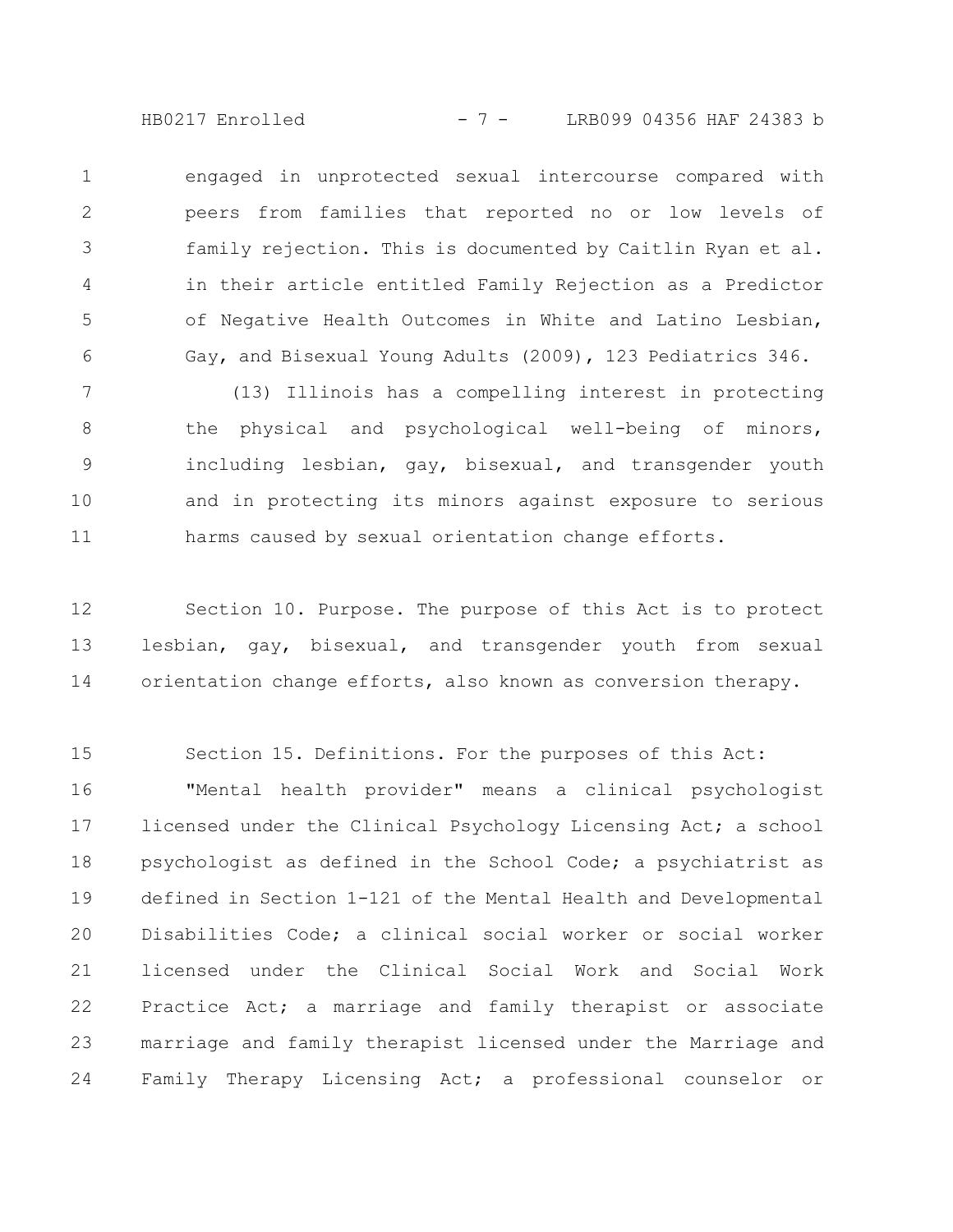engaged in unprotected sexual intercourse compared with peers from families that reported no or low levels of family rejection. This is documented by Caitlin Ryan et al. in their article entitled Family Rejection as a Predictor of Negative Health Outcomes in White and Latino Lesbian, Gay, and Bisexual Young Adults (2009), 123 Pediatrics 346.

(13) Illinois has a compelling interest in protecting the physical and psychological well-being of minors, including lesbian, gay, bisexual, and transgender youth and in protecting its minors against exposure to serious harms caused by sexual orientation change efforts.

Section 10. Purpose. The purpose of this Act is to protect lesbian, gay, bisexual, and transgender youth from sexual orientation change efforts, also known as conversion therapy.

Section 15. Definitions. For the purposes of this Act:

"Mental health provider" means a clinical psychologist licensed under the Clinical Psychology Licensing Act; a school psychologist as defined in the School Code; a psychiatrist as defined in Section 1-121 of the Mental Health and Developmental Disabilities Code; a clinical social worker or social worker licensed under the Clinical Social Work and Social Work Practice Act; a marriage and family therapist or associate marriage and family therapist licensed under the Marriage and Family Therapy Licensing Act; a professional counselor or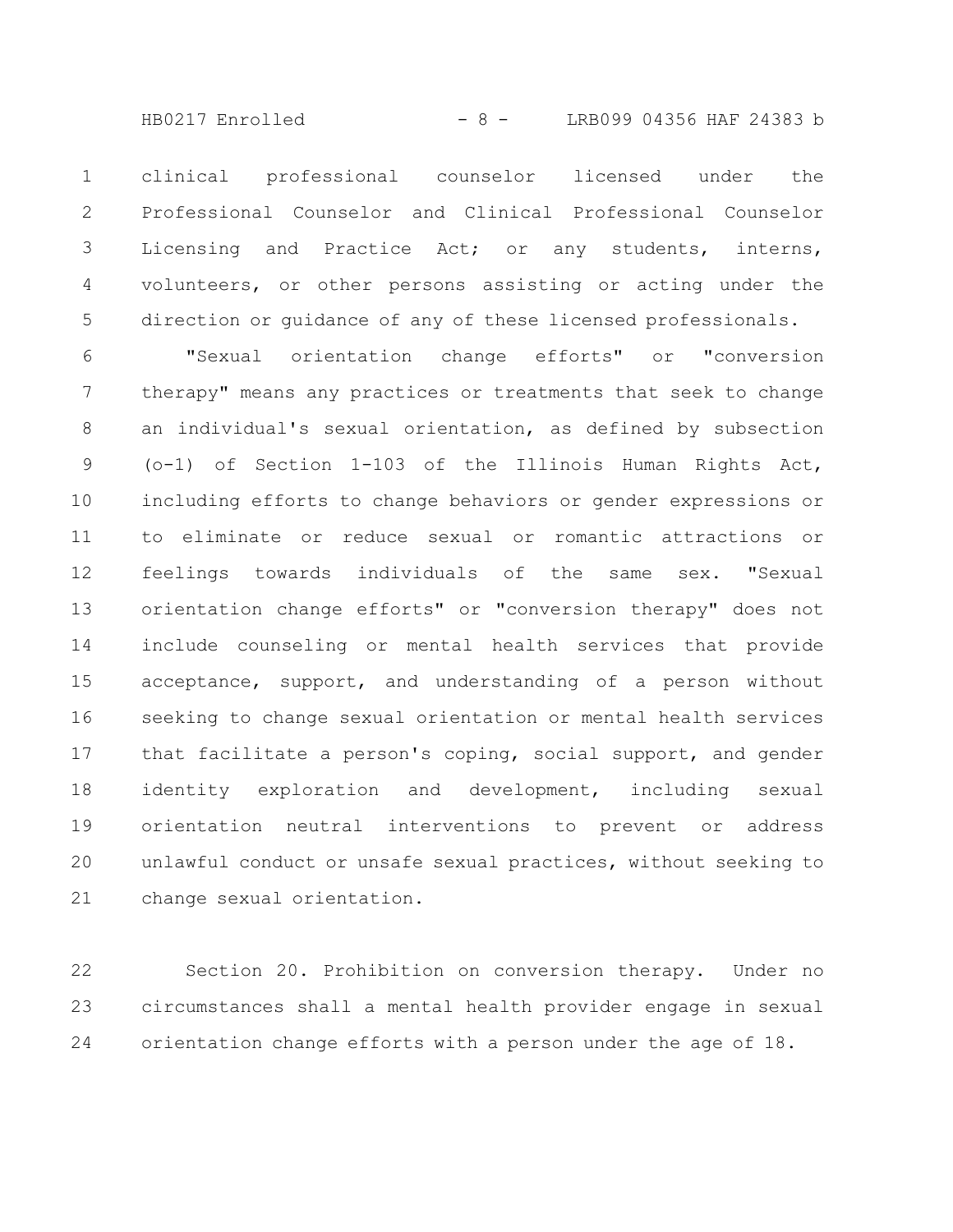clinical professional counselor licensed under the Professional Counselor and Clinical Professional Counselor Licensing and Practice Act; or any students, interns, volunteers, or other persons assisting or acting under the direction or guidance of any of these licensed professionals.

"Sexual orientation change efforts" or "conversion therapy" means any practices or treatments that seek to change an individual's sexual orientation, as defined by subsection (o-1) of Section 1-103 of the Illinois Human Rights Act, including efforts to change behaviors or gender expressions or to eliminate or reduce sexual or romantic attractions or feelings towards individuals of the same sex. "Sexual orientation change efforts" or "conversion therapy" does not include counseling or mental health services that provide acceptance, support, and understanding of a person without seeking to change sexual orientation or mental health services that facilitate a person's coping, social support, and gender identity exploration and development, including sexual orientation neutral interventions to prevent or address unlawful conduct or unsafe sexual practices, without seeking to change sexual orientation.

Section 20. Prohibition on conversion therapy. Under no circumstances shall a mental health provider engage in sexual orientation change efforts with a person under the age of 18.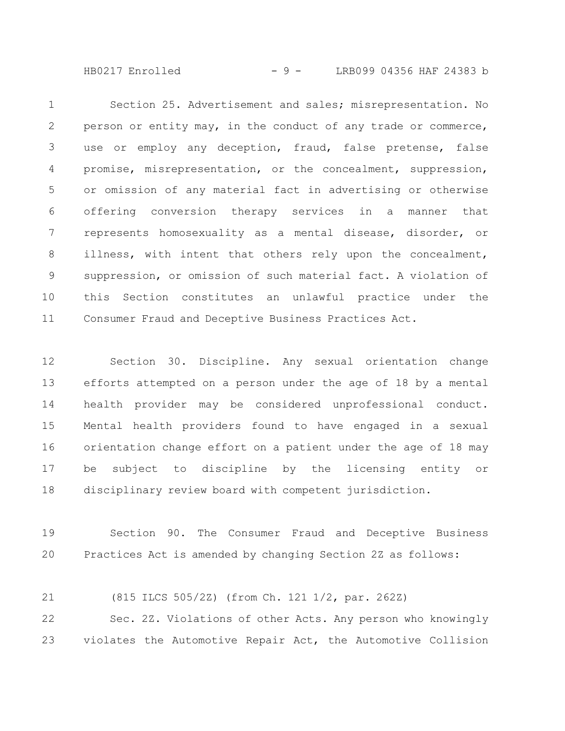Section 25. Advertisement and sales; misrepresentation. No person or entity may, in the conduct of any trade or commerce, use or employ any deception, fraud, false pretense, false promise, misrepresentation, or the concealment, suppression, or omission of any material fact in advertising or otherwise offering conversion therapy services in a manner that represents homosexuality as a mental disease, disorder, or illness, with intent that others rely upon the concealment, suppression, or omission of such material fact. A violation of this Section constitutes an unlawful practice under the Consumer Fraud and Deceptive Business Practices Act.

Section 30. Discipline. Any sexual orientation change efforts attempted on a person under the age of 18 by a mental health provider may be considered unprofessional conduct. Mental health providers found to have engaged in a sexual orientation change effort on a patient under the age of 18 may be subject to discipline by the licensing entity or disciplinary review board with competent jurisdiction.

Section 90. The Consumer Fraud and Deceptive Business Practices Act is amended by changing Section 2Z as follows:

(815 ILCS 505/2Z) (from Ch. 121 1/2, par. 262Z)

Sec. 2Z. Violations of other Acts. Any person who knowingly violates the Automotive Repair Act, the Automotive Collision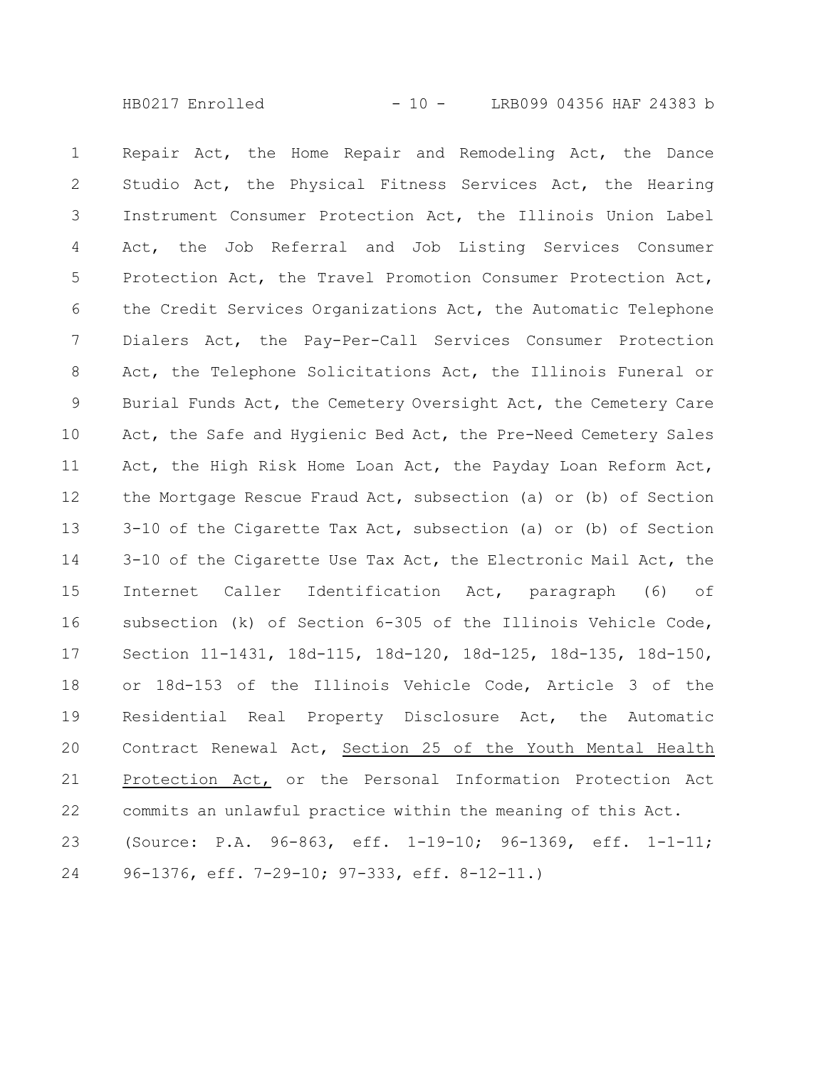Repair Act, the Home Repair and Remodeling Act, the Dance Studio Act, the Physical Fitness Services Act, the Hearing Instrument Consumer Protection Act, the Illinois Union Label Act, the Job Referral and Job Listing Services Consumer Protection Act, the Travel Promotion Consumer Protection Act, the Credit Services Organizations Act, the Automatic Telephone Dialers Act, the Pay-Per-Call Services Consumer Protection Act, the Telephone Solicitations Act, the Illinois Funeral or Burial Funds Act, the Cemetery Oversight Act, the Cemetery Care Act, the Safe and Hygienic Bed Act, the Pre-Need Cemetery Sales Act, the High Risk Home Loan Act, the Payday Loan Reform Act, the Mortgage Rescue Fraud Act, subsection (a) or (b) of Section 3-10 of the Cigarette Tax Act, subsection (a) or (b) of Section 3-10 of the Cigarette Use Tax Act, the Electronic Mail Act, the Internet Caller Identification Act, paragraph (6) of subsection (k) of Section 6-305 of the Illinois Vehicle Code, Section 11-1431, 18d-115, 18d-120, 18d-125, 18d-135, 18d-150, or 18d-153 of the Illinois Vehicle Code, Article 3 of the Residential Real Property Disclosure Act, the Automatic Contract Renewal Act, Section 25 of the Youth Mental Health Protection Act, or the Personal Information Protection Act commits an unlawful practice within the meaning of this Act.

(Source: P.A. 96-863, eff. 1-19-10; 96-1369, eff. 1-1-11; 96-1376, eff. 7-29-10; 97-333, eff. 8-12-11.)